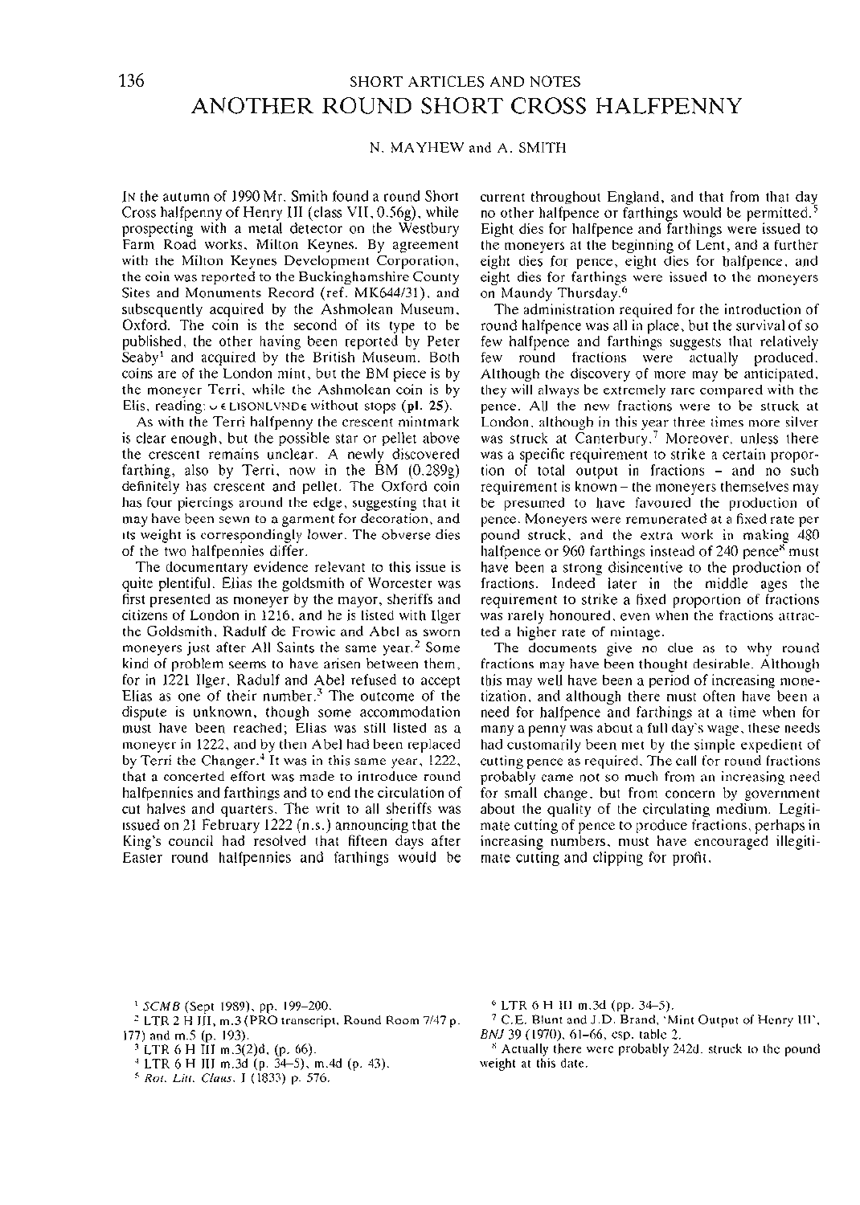SHORT ARTICLES AND NOTES

# ANOTHER ROUND SHORT CROSS HALFPENNY

N. MAYHEW and A. SMITH

IN the autumn of 1990 Mr. Smith found a round Short Cross halfpenny of Henry III (class VII, 0.56g), while prospecting with a metal detector on the Westbury Farm Road works, Milton Keynes. By agreement with the Milton Keynes Development Corporation, the coin was reported to the Buckinghamshire County Sites and Monuments Record (ref. MK644/31), and subsequently acquired by the Ashmolean Museum, Oxford. The coin is the second of its type to be published, the other having been reported by Peter Seaby[1] and acquired by the British Museum. Both coins are of the London mint, but the BM piece is by the moneyer Terri, while the Ashmolean coin is by Elis, reading: ◡ϵLISONLVNDϵ without stops (**pl. 25**).

As with the Terri halfpenny the crescent mintmark is clear enough, but the possible star or pellet above the crescent remains unclear. A newly discovered farthing, also by Terri, now in the BM (0.289g) definitely has crescent and pellet. The Oxford coin has four piercings around the edge, suggesting that it may have been sewn to a garment for decoration, and its weight is correspondingly lower. The obverse dies of the two halfpennies differ.

The documentary evidence relevant to this issue is quite plentiful. Elias the goldsmith of Worcester was first presented as moneyer by the mayor, sheriffs and citizens of London in 1216, and he is listed with Ilger the Goldsmith, Radulf de Frowic and Abel as sworn moneyers just after All Saints the same year.[2] Some kind of problem seems to have arisen between them, for in 1221 Ilger, Radulf and Abel refused to accept Elias as one of their number.[3] The outcome of the dispute is unknown, though some accommodation must have been reached; Elias was still listed as a moneyer in 1222, and by then Abel had been replaced by Terri the Changer.[4] It was in this same year, 1222, that a concerted effort was made to introduce round halfpennies and farthings and to end the circulation of cut halves and quarters. The writ to all sheriffs was issued on 21 February 1222 (n.s.) announcing that the King's council had resolved that fifteen days after Easter round halfpennies and farthings would be current throughout England, and that from that day no other halfpence or farthings would be permitted.[5] Eight dies for halfpence and farthings were issued to the moneyers at the beginning of Lent, and a further eight dies for pence, eight dies for halfpence, and eight dies for farthings were issued to the moneyers on Maundy Thursday.[6]

The administration required for the introduction of round halfpence was all in place, but the survival of so few halfpence and farthings suggests that relatively few round fractions were actually produced. Although the discovery of more may be anticipated, they will always be extremely rare compared with the pence. All the new fractions were to be struck at London, although in this year three times more silver was struck at Canterbury.[7] Moreover, unless there was a specific requirement to strike a certain proportion of total output in fractions – and no such requirement is known – the moneyers themselves may be presumed to have favoured the production of pence. Moneyers were remunerated at a fixed rate per pound struck, and the extra work in making 480 halfpence or 960 farthings instead of 240 pence[8] must have been a strong disincentive to the production of fractions. Indeed later in the middle ages the requirement to strike a fixed proportion of fractions was rarely honoured, even when the fractions attracted a higher rate of mintage.

The documents give no clue as to why round fractions may have been thought desirable. Although this may well have been a period of increasing monetization, and although there must often have been a need for halfpence and farthings at a time when for many a penny was about a full day's wage, these needs had customarily been met by the simple expedient of cutting pence as required. The call for round fractions probably came not so much from an increasing need for small change, but from concern by government about the quality of the circulating medium. Legitimate cutting of pence to produce fractions, perhaps in increasing numbers, must have encouraged illegitimate cutting and clipping for profit.

---

[1] *SCMB* (Sept 1989), pp. 199–200.

[2] LTR 2 H III, m.3 (PRO transcript, Round Room 7/47 p. 177) and m.5 (p. 193).

[3] LTR 6 H III m.3(2)d, (p. 66).

[4] LTR 6 H III m.3d (p. 34–5), m.4d (p. 43).

[5] *Rot. Litt. Claus.* I (1833) p. 576.

[6] LTR 6 H III m.3d (pp. 34–5).

[7] C.E. Blunt and J.D. Brand, 'Mint Output of Henry III', *BNJ* 39 (1970), 61–66, esp. table 2.

[8] Actually there were probably 242d. struck to the pound weight at this date.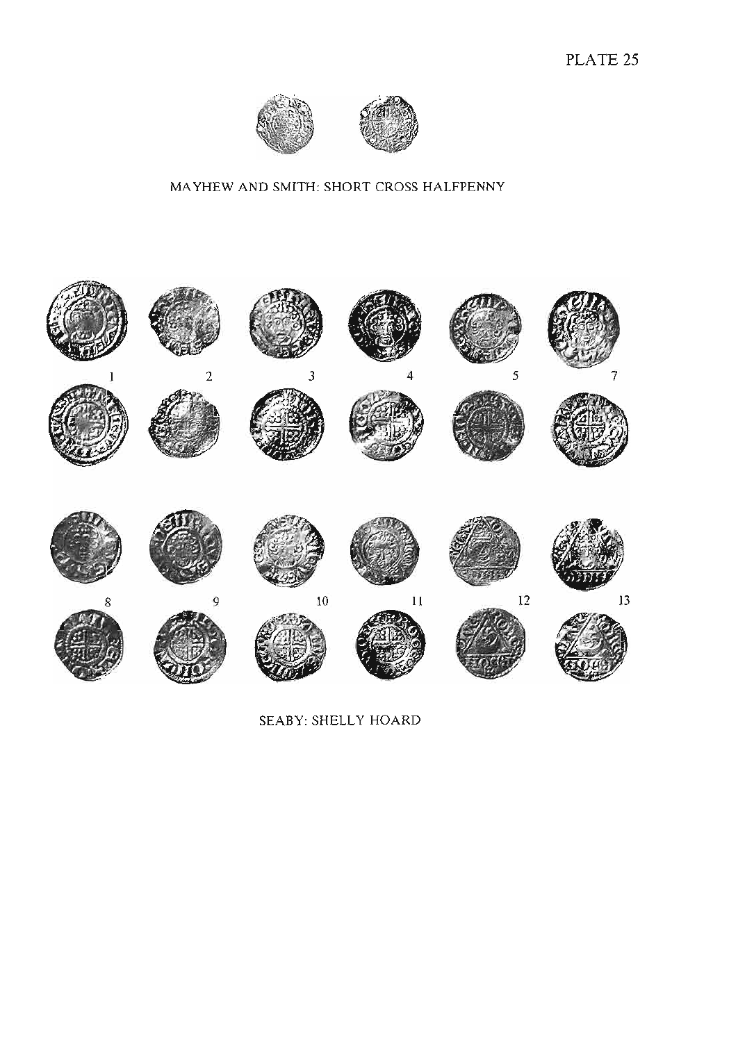MAYHEW AND SMITH: SHORT CROSS HALFPENNY

1 2 3 4 5 7

8 9 10 11 12 13

SEABY: SHELLY HOARD